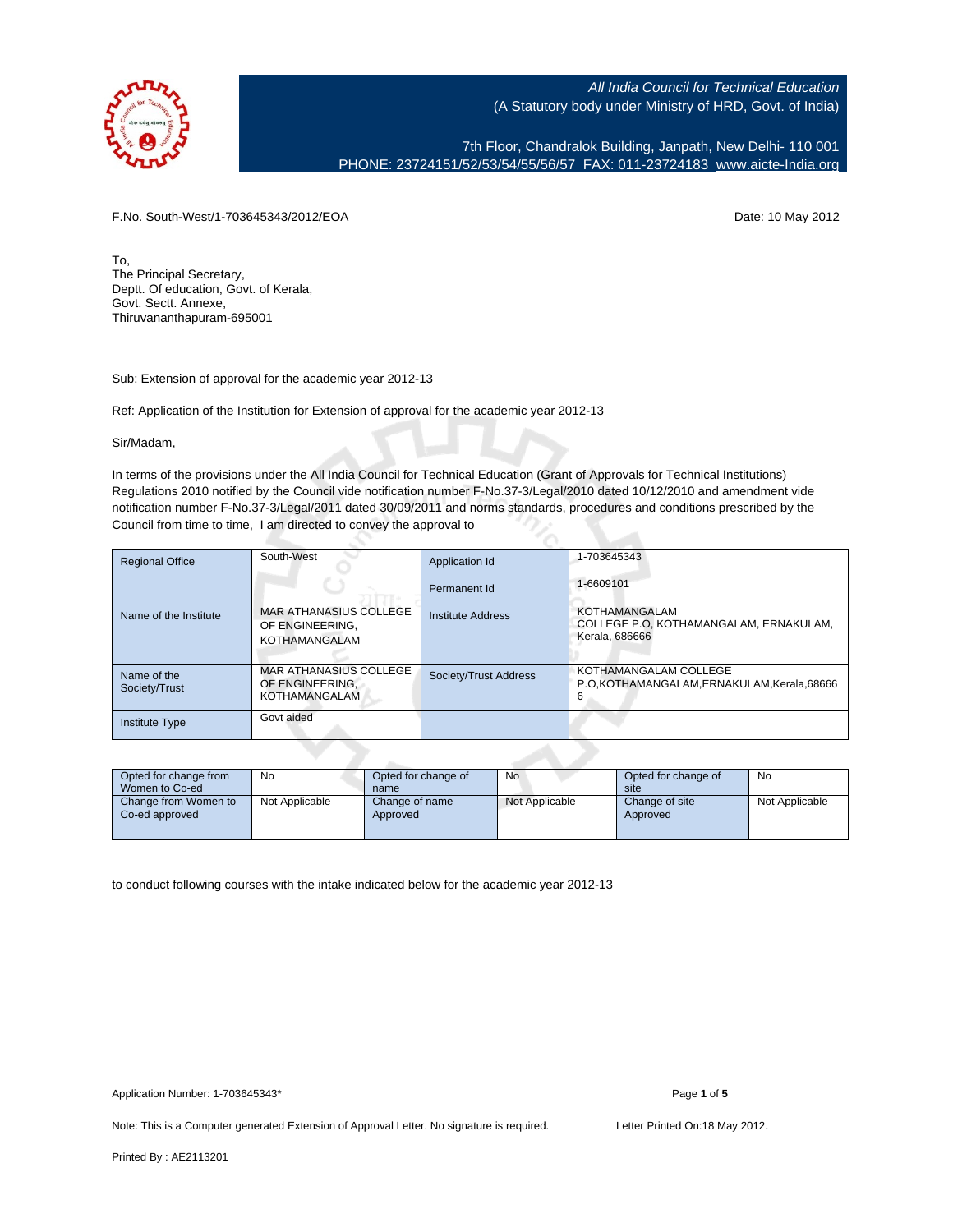*All India Council for Technical Education*
(A Statutory body under Ministry of HRD, Govt. of India)

7th Floor, Chandralok Building, Janpath, New Delhi- 110 001
PHONE: 23724151/52/53/54/55/56/57 FAX: 011-23724183 www.aicte-India.org

F.No. South-West/1-703645343/2012/EOA

Date: 10 May 2012

To,
The Principal Secretary,
Deptt. Of education, Govt. of Kerala,
Govt. Sectt. Annexe,
Thiruvananthapuram-695001

Sub: Extension of approval for the academic year 2012-13

Ref: Application of the Institution for Extension of approval for the academic year 2012-13

Sir/Madam,

In terms of the provisions under the All India Council for Technical Education (Grant of Approvals for Technical Institutions) Regulations 2010 notified by the Council vide notification number F-No.37-3/Legal/2010 dated 10/12/2010 and amendment vide notification number F-No.37-3/Legal/2011 dated 30/09/2011 and norms standards, procedures and conditions prescribed by the Council from time to time, I am directed to convey the approval to

| Regional Office | South-West | Application Id | 1-703645343 |
|---|---|---|---|
| | | Permanent Id | 1-6609101 |
| Name of the Institute | MAR ATHANASIUS COLLEGE OF ENGINEERING, KOTHAMANGALAM | Institute Address | KOTHAMANGALAM COLLEGE P.O, KOTHAMANGALAM, ERNAKULAM, Kerala, 686666 |
| Name of the Society/Trust | MAR ATHANASIUS COLLEGE OF ENGINEERING, KOTHAMANGALAM | Society/Trust Address | KOTHAMANGALAM COLLEGE P.O,KOTHAMANGALAM,ERNAKULAM,Kerala,686666 |
| Institute Type | Govt aided | | |

| Opted for change from Women to Co-ed | No | Opted for change of name | No | Opted for change of site | No |
|---|---|---|---|---|---|
| Change from Women to Co-ed approved | Not Applicable | Change of name Approved | Not Applicable | Change of site Approved | Not Applicable |

to conduct following courses with the intake indicated below for the academic year 2012-13

Application Number: 1-703645343*

Note: This is a Computer generated Extension of Approval Letter. No signature is required.

Letter Printed On:18 May 2012.

Printed By : AE2113201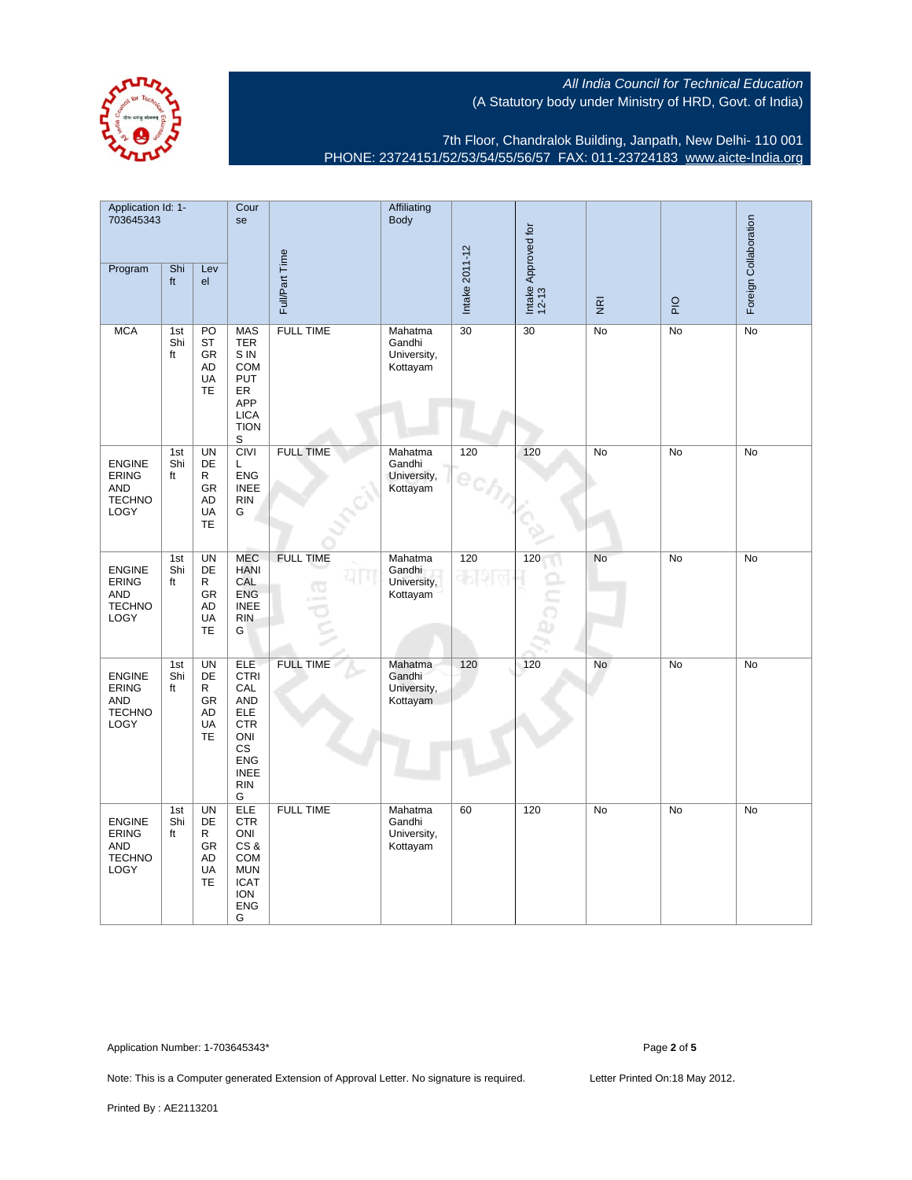All India Council for Technical Education
(A Statutory body under Ministry of HRD, Govt. of India)

7th Floor, Chandralok Building, Janpath, New Delhi- 110 001
PHONE: 23724151/52/53/54/55/56/57 FAX: 011-23724183 www.aicte-India.org

| Application Id: 1-703645343 | | | Course | Full/Part Time | Affiliating Body | Intake 2011-12 | Intake Approved for 12-13 | NRI | PIO | Foreign Collaboration |
|---|---|---|---|---|---|---|---|---|---|---|
| Program | Shift | Level | | | | | | | | |
| MCA | 1st Shift | POST GRADUATE | MASTERS IN COMPUTER APPLICATIONS | FULL TIME | Mahatma Gandhi University, Kottayam | 30 | 30 | No | No | No |
| ENGINEERING AND TECHNOLOGY | 1st Shift | UNDER GRADUATE | CIVIL ENGINEERING | FULL TIME | Mahatma Gandhi University, Kottayam | 120 | 120 | No | No | No |
| ENGINEERING AND TECHNOLOGY | 1st Shift | UNDER GRADUATE | MECHANICAL ENGINEERING | FULL TIME | Mahatma Gandhi University, Kottayam | 120 | 120 | No | No | No |
| ENGINEERING AND TECHNOLOGY | 1st Shift | UNDER GRADUATE | ELECTRICAL AND ELECTRONICS ENGINEERING | FULL TIME | Mahatma Gandhi University, Kottayam | 120 | 120 | No | No | No |
| ENGINEERING AND TECHNOLOGY | 1st Shift | UNDER GRADUATE | ELECTRONICS & COMMUNICATION ENGG | FULL TIME | Mahatma Gandhi University, Kottayam | 60 | 120 | No | No | No |

Application Number: 1-703645343*

Note: This is a Computer generated Extension of Approval Letter. No signature is required.

Letter Printed On:18 May 2012.

Printed By : AE2113201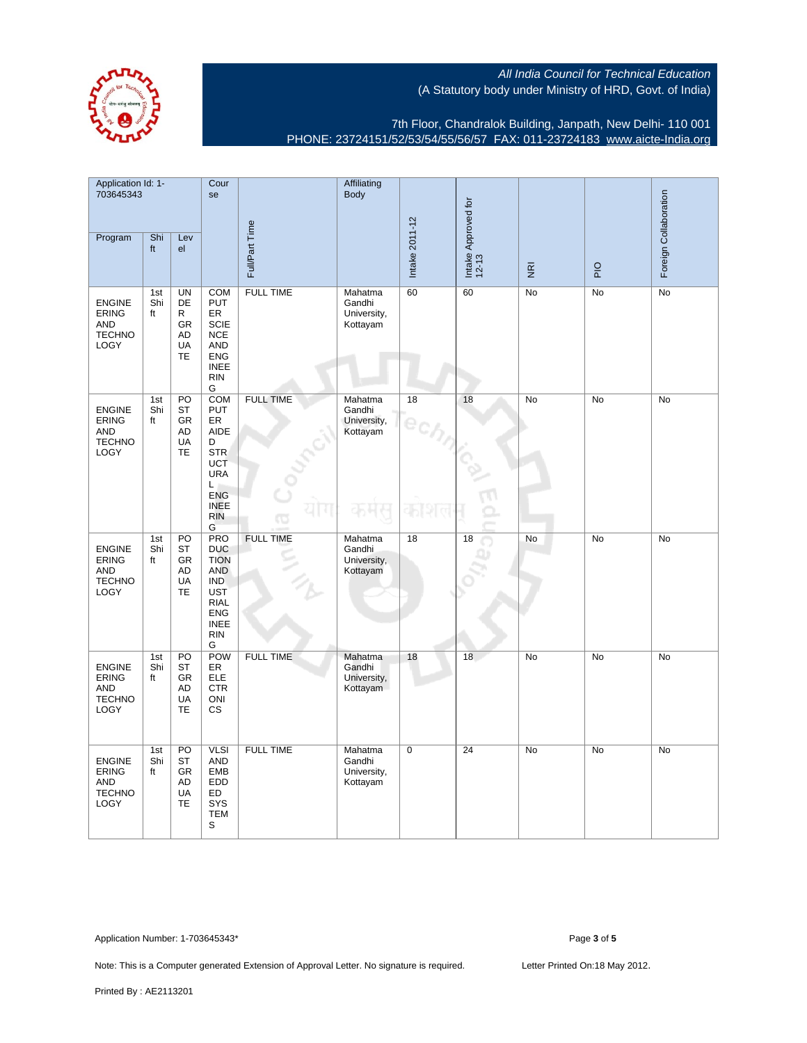All India Council for Technical Education
(A Statutory body under Ministry of HRD, Govt. of India)

7th Floor, Chandralok Building, Janpath, New Delhi- 110 001
PHONE: 23724151/52/53/54/55/56/57 FAX: 011-23724183 www.aicte-India.org

| Application Id: 1-703645343 | | | Course | Full/Part Time | Affiliating Body | Intake 2011-12 | Intake Approved for 12-13 | NRI | PIO | Foreign Collaboration |
|---|---|---|---|---|---|---|---|---|---|---|
| Program | Shift | Level | | | | | | | | |
| ENGINEERING AND TECHNOLOGY | 1st Shift | UNDER GRADUATE | COMPUTER SCIENCE AND ENGINEERING | FULL TIME | Mahatma Gandhi University, Kottayam | 60 | 60 | No | No | No |
| ENGINEERING AND TECHNOLOGY | 1st Shift | POST GRADUATE | COMPUTER AIDED STRUCTURAL ENGINEERING | FULL TIME | Mahatma Gandhi University, Kottayam | 18 | 18 | No | No | No |
| ENGINEERING AND TECHNOLOGY | 1st Shift | POST GRADUATE | PRODUCTION AND INDUSTRIAL ENGINEERING | FULL TIME | Mahatma Gandhi University, Kottayam | 18 | 18 | No | No | No |
| ENGINEERING AND TECHNOLOGY | 1st Shift | POST GRADUATE | POWER ELECTRONICS | FULL TIME | Mahatma Gandhi University, Kottayam | 18 | 18 | No | No | No |
| ENGINEERING AND TECHNOLOGY | 1st Shift | POST GRADUATE | VLSI AND EMBEDDED SYSTEMS | FULL TIME | Mahatma Gandhi University, Kottayam | 0 | 24 | No | No | No |

Application Number: 1-703645343*

Note: This is a Computer generated Extension of Approval Letter. No signature is required.

Letter Printed On:18 May 2012.

Printed By : AE2113201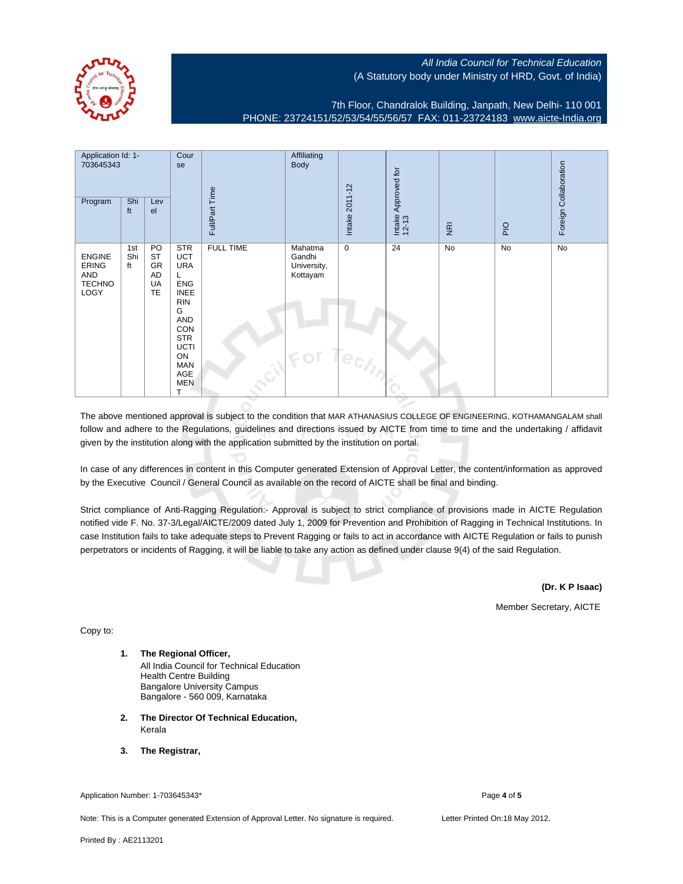All India Council for Technical Education
(A Statutory body under Ministry of HRD, Govt. of India)

7th Floor, Chandralok Building, Janpath, New Delhi- 110 001
PHONE: 23724151/52/53/54/55/56/57 FAX: 011-23724183 www.aicte-India.org

| Application Id: 1-703645343 | | | Course | Full/Part Time | Affiliating Body | Intake 2011-12 | Intake Approved for 12-13 | NRI | PIO | Foreign Collaboration |
|---|---|---|---|---|---|---|---|---|---|---|
| Program | Shift | Level | | | | | | | | |
| ENGINEERING AND TECHNOLOGY | 1st Shift | POSTGRADUATE | STRUCTURAL ENGINEERING AND CONSTRUCTION MANAGEMENT | FULL TIME | Mahatma Gandhi University, Kottayam | 0 | 24 | No | No | No |

The above mentioned approval is subject to the condition that MAR ATHANASIUS COLLEGE OF ENGINEERING, KOTHAMANGALAM shall follow and adhere to the Regulations, guidelines and directions issued by AICTE from time to time and the undertaking / affidavit given by the institution along with the application submitted by the institution on portal.

In case of any differences in content in this Computer generated Extension of Approval Letter, the content/information as approved by the Executive Council / General Council as available on the record of AICTE shall be final and binding.

Strict compliance of Anti-Ragging Regulation:- Approval is subject to strict compliance of provisions made in AICTE Regulation notified vide F. No. 37-3/Legal/AICTE/2009 dated July 1, 2009 for Prevention and Prohibition of Ragging in Technical Institutions. In case Institution fails to take adequate steps to Prevent Ragging or fails to act in accordance with AICTE Regulation or fails to punish perpetrators or incidents of Ragging, it will be liable to take any action as defined under clause 9(4) of the said Regulation.

**(Dr. K P Isaac)**

Member Secretary, AICTE

Copy to:

1. **The Regional Officer,**
   All India Council for Technical Education
   Health Centre Building
   Bangalore University Campus
   Bangalore - 560 009, Karnataka

2. **The Director Of Technical Education,**
   Kerala

3. **The Registrar,**

Application Number: 1-703645343*

Note: This is a Computer generated Extension of Approval Letter. No signature is required.

Letter Printed On:18 May 2012.

Printed By : AE2113201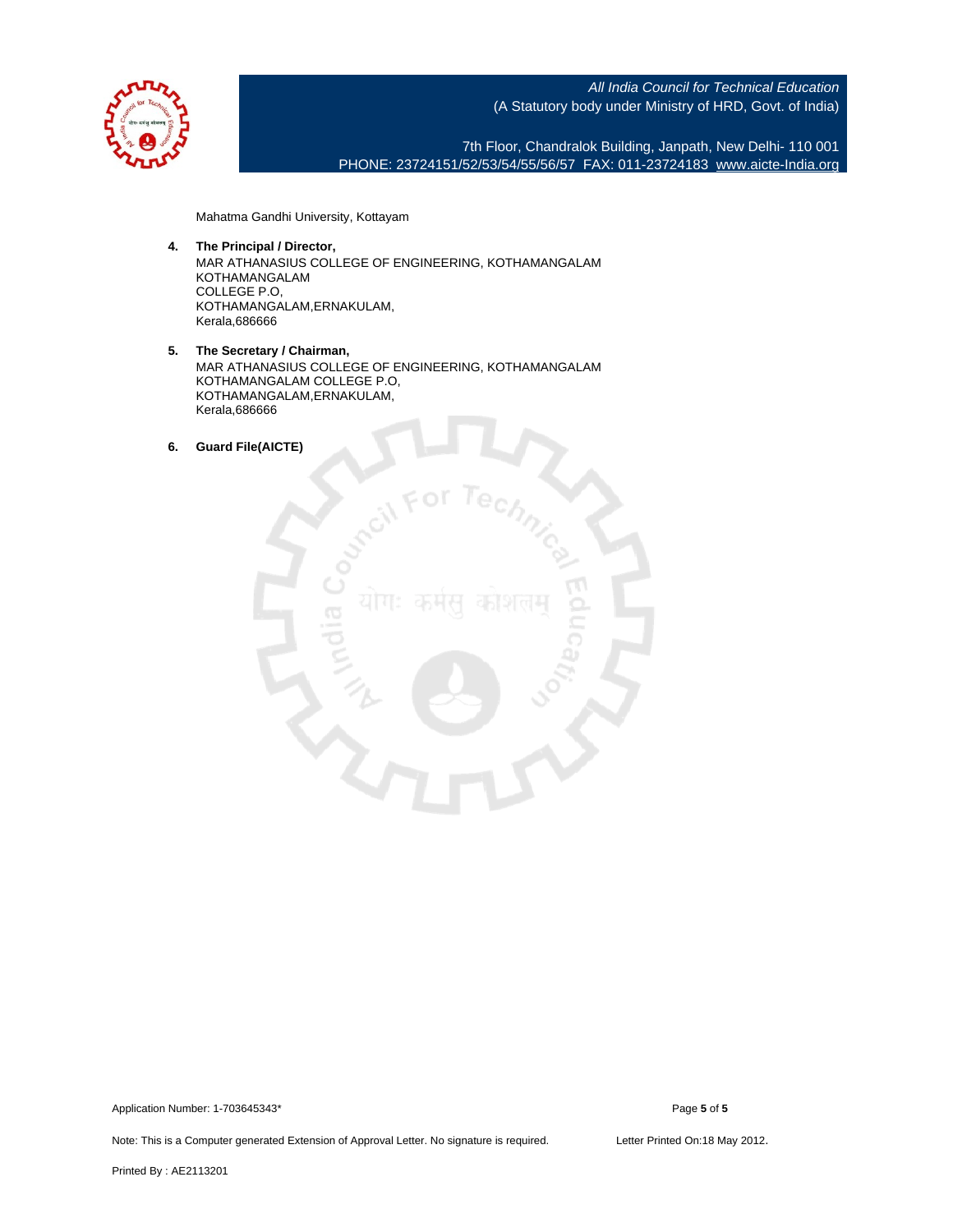Mahatma Gandhi University, Kottayam

4. **The Principal / Director,**
   MAR ATHANASIUS COLLEGE OF ENGINEERING, KOTHAMANGALAM
   KOTHAMANGALAM
   COLLEGE P.O,
   KOTHAMANGALAM,ERNAKULAM,
   Kerala,686666

5. **The Secretary / Chairman,**
   MAR ATHANASIUS COLLEGE OF ENGINEERING, KOTHAMANGALAM
   KOTHAMANGALAM COLLEGE P.O,
   KOTHAMANGALAM,ERNAKULAM,
   Kerala,686666

6. **Guard File(AICTE)**

Application Number: 1-703645343*

Note: This is a Computer generated Extension of Approval Letter. No signature is required.

Letter Printed On:18 May 2012.

Printed By : AE2113201